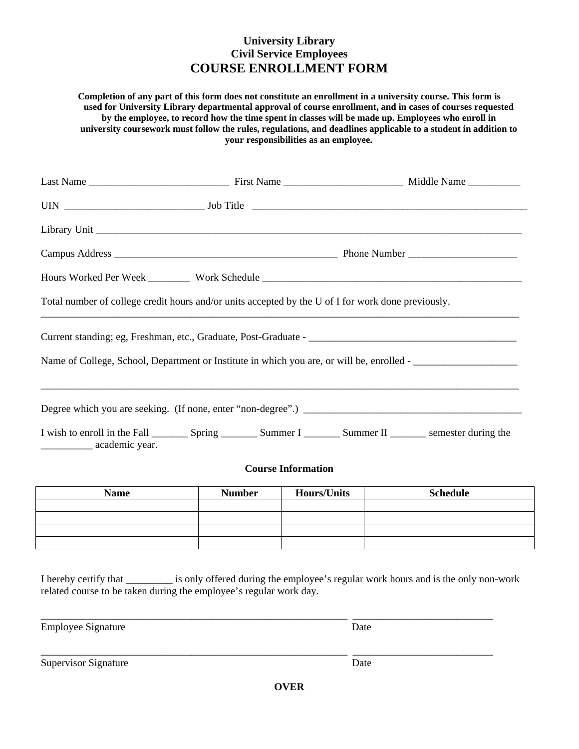**University Library**
**Civil Service Employees**

# COURSE ENROLLMENT FORM

**Completion of any part of this form does not constitute an enrollment in a university course. This form is used for University Library departmental approval of course enrollment, and in cases of courses requested by the employee, to record how the time spent in classes will be made up. Employees who enroll in university coursework must follow the rules, regulations, and deadlines applicable to a student in addition to your responsibilities as an employee.**

Last Name ___________________________ First Name ______________________ Middle Name __________

UIN ___________________________ Job Title _____________________________________________________

Library Unit ____________________________________________________________________________________

Campus Address __________________________________________ Phone Number _____________________

Hours Worked Per Week ________ Work Schedule ___________________________________________________

Total number of college credit hours and/or units accepted by the U of I for work done previously.
____________________________________________________________________________________________

Current standing; eg, Freshman, etc., Graduate, Post-Graduate - _________________________________________

Name of College, School, Department or Institute in which you are, or will be, enrolled - ____________________

____________________________________________________________________________________________

Degree which you are seeking. (If none, enter "non-degree".) ___________________________________________

I wish to enroll in the Fall _______ Spring _______ Summer I _______ Summer II _______ semester during the __________ academic year.

**Course Information**

| Name | Number | Hours/Units | Schedule |
|---|---|---|---|
| | | | |
| | | | |
| | | | |
| | | | |

I hereby certify that _________ is only offered during the employee's regular work hours and is the only non-work related course to be taken during the employee's regular work day.

______________________________________________________________ ___________________________
Employee Signature Date

______________________________________________________________ ___________________________
Supervisor Signature Date

**OVER**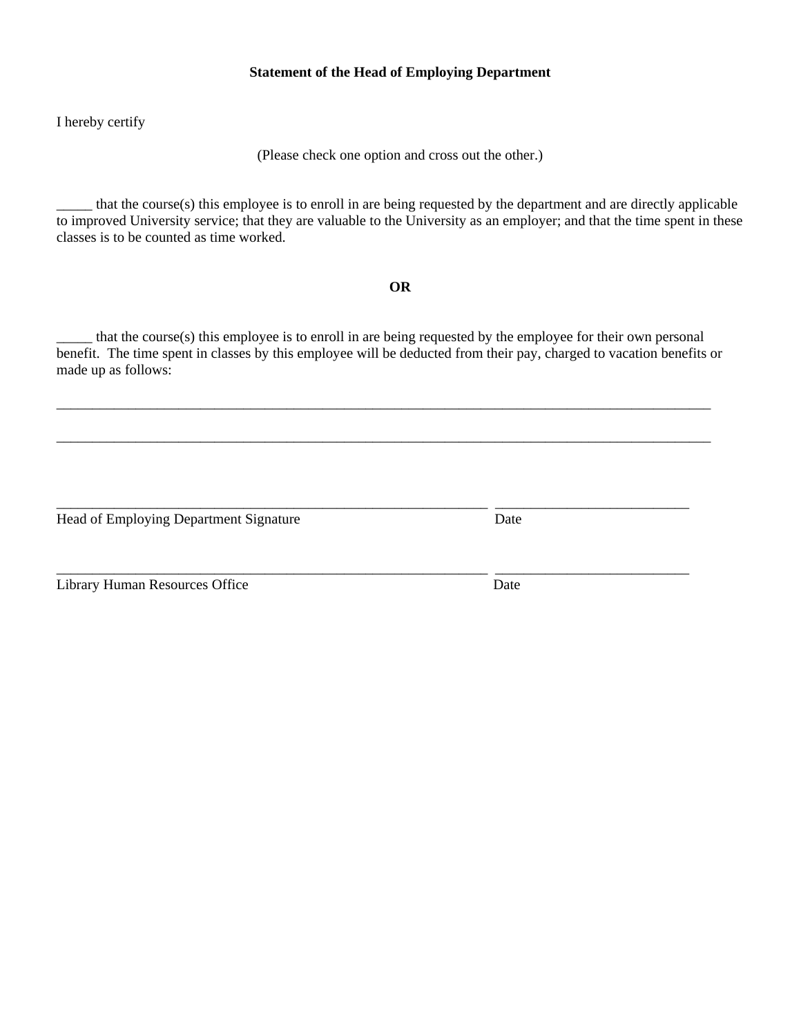**Statement of the Head of Employing Department**

I hereby certify

(Please check one option and cross out the other.)

_____ that the course(s) this employee is to enroll in are being requested by the department and are directly applicable to improved University service; that they are valuable to the University as an employer; and that the time spent in these classes is to be counted as time worked.

**OR**

_____ that the course(s) this employee is to enroll in are being requested by the employee for their own personal benefit. The time spent in classes by this employee will be deducted from their pay, charged to vacation benefits or made up as follows:

_____________________________________________________________________________________________

_____________________________________________________________________________________________

______________________________________________________________ ____________________________
Head of Employing Department Signature Date

______________________________________________________________ ____________________________
Library Human Resources Office Date